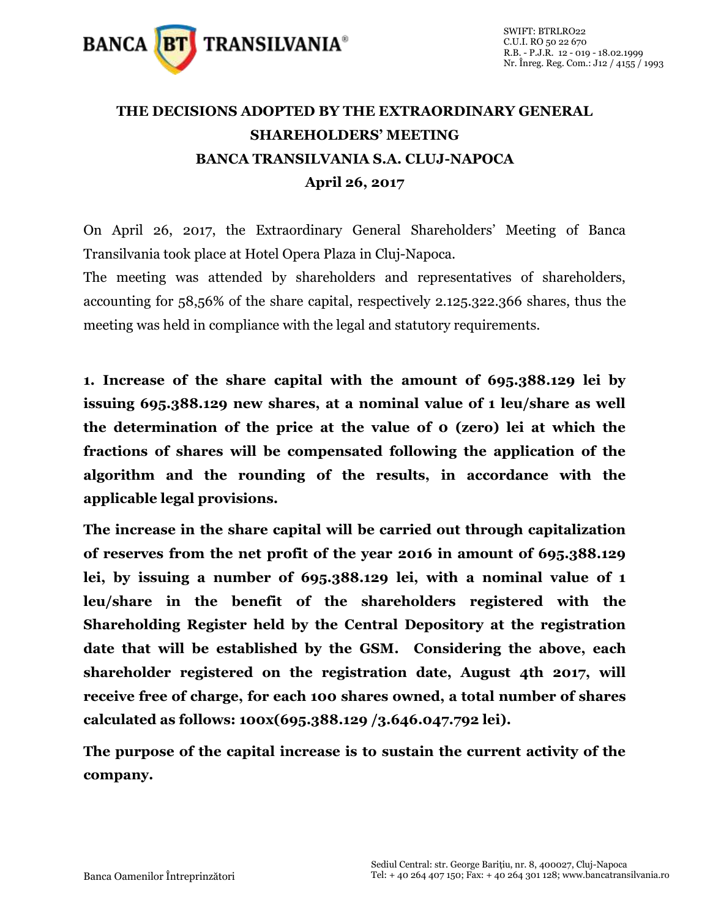# THE DECISIONS ADOPTED BY THE EXTRAORDINARY GENERAL SHAREHOLDERS' MEETING BANCA TRANSILVANIA S.A. CLUJ-NAPOCA April 26, 2017

On April 26, 2017, the Extraordinary General Shareholders' Meeting of Banca Transilvania took place at Hotel Opera Plaza in Cluj-Napoca.

The meeting was attended by shareholders and representatives of shareholders, accounting for 58,56% of the share capital, respectively 2.125.322.366 shares, thus the meeting was held in compliance with the legal and statutory requirements.

**1. Increase of the share capital with the amount of 695.388.129 lei by issuing 695.388.129 new shares, at a nominal value of 1 leu/share as well the determination of the price at the value of 0 (zero) lei at which the fractions of shares will be compensated following the application of the algorithm and the rounding of the results, in accordance with the applicable legal provisions.**

**The increase in the share capital will be carried out through capitalization of reserves from the net profit of the year 2016 in amount of 695.388.129 lei, by issuing a number of 695.388.129 lei, with a nominal value of 1 leu/share in the benefit of the shareholders registered with the Shareholding Register held by the Central Depository at the registration date that will be established by the GSM. Considering the above, each shareholder registered on the registration date, August 4th 2017, will receive free of charge, for each 100 shares owned, a total number of shares calculated as follows: 100x(695.388.129 /3.646.047.792 lei).**

**The purpose of the capital increase is to sustain the current activity of the company.**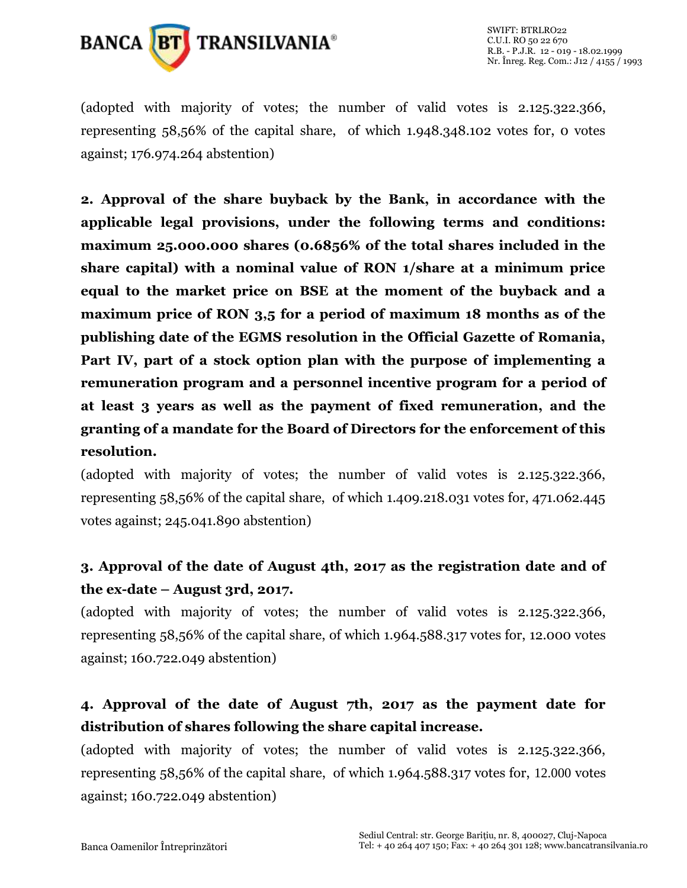(adopted with majority of votes; the number of valid votes is 2.125.322.366, representing 58,56% of the capital share, of which 1.948.348.102 votes for, 0 votes against; 176.974.264 abstention)

**2. Approval of the share buyback by the Bank, in accordance with the applicable legal provisions, under the following terms and conditions: maximum 25.000.000 shares (0.6856% of the total shares included in the share capital) with a nominal value of RON 1/share at a minimum price equal to the market price on BSE at the moment of the buyback and a maximum price of RON 3,5 for a period of maximum 18 months as of the publishing date of the EGMS resolution in the Official Gazette of Romania, Part IV, part of a stock option plan with the purpose of implementing a remuneration program and a personnel incentive program for a period of at least 3 years as well as the payment of fixed remuneration, and the granting of a mandate for the Board of Directors for the enforcement of this resolution.**

(adopted with majority of votes; the number of valid votes is 2.125.322.366, representing 58,56% of the capital share, of which 1.409.218.031 votes for, 471.062.445 votes against; 245.041.890 abstention)

**3. Approval of the date of August 4th, 2017 as the registration date and of the ex-date – August 3rd, 2017.**

(adopted with majority of votes; the number of valid votes is 2.125.322.366, representing 58,56% of the capital share, of which 1.964.588.317 votes for, 12.000 votes against; 160.722.049 abstention)

**4. Approval of the date of August 7th, 2017 as the payment date for distribution of shares following the share capital increase.**

(adopted with majority of votes; the number of valid votes is 2.125.322.366, representing 58,56% of the capital share, of which 1.964.588.317 votes for, 12.000 votes against; 160.722.049 abstention)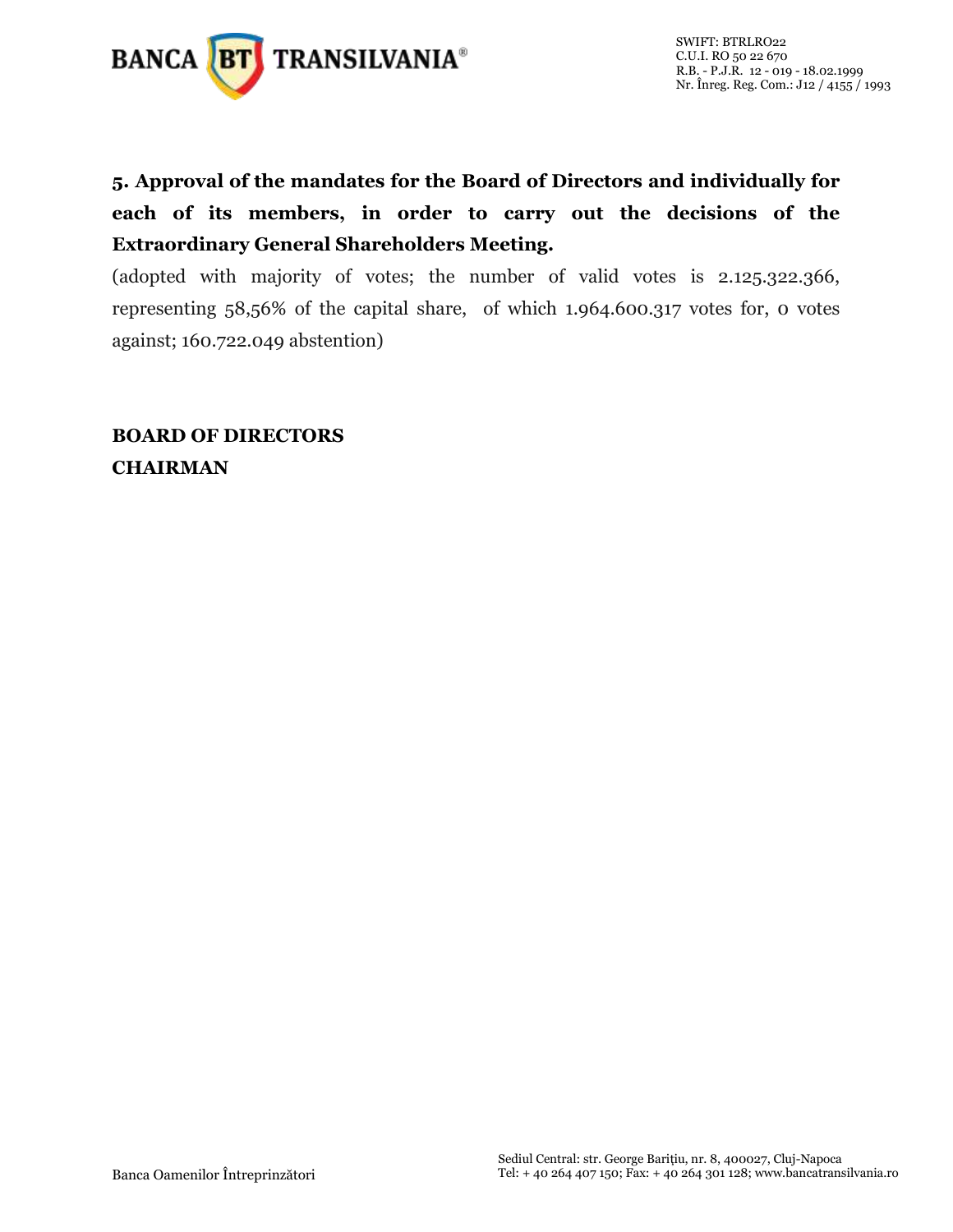**5. Approval of the mandates for the Board of Directors and individually for each of its members, in order to carry out the decisions of the Extraordinary General Shareholders Meeting.**

(adopted with majority of votes; the number of valid votes is 2.125.322.366, representing 58,56% of the capital share, of which 1.964.600.317 votes for, 0 votes against; 160.722.049 abstention)

**BOARD OF DIRECTORS**

**CHAIRMAN**